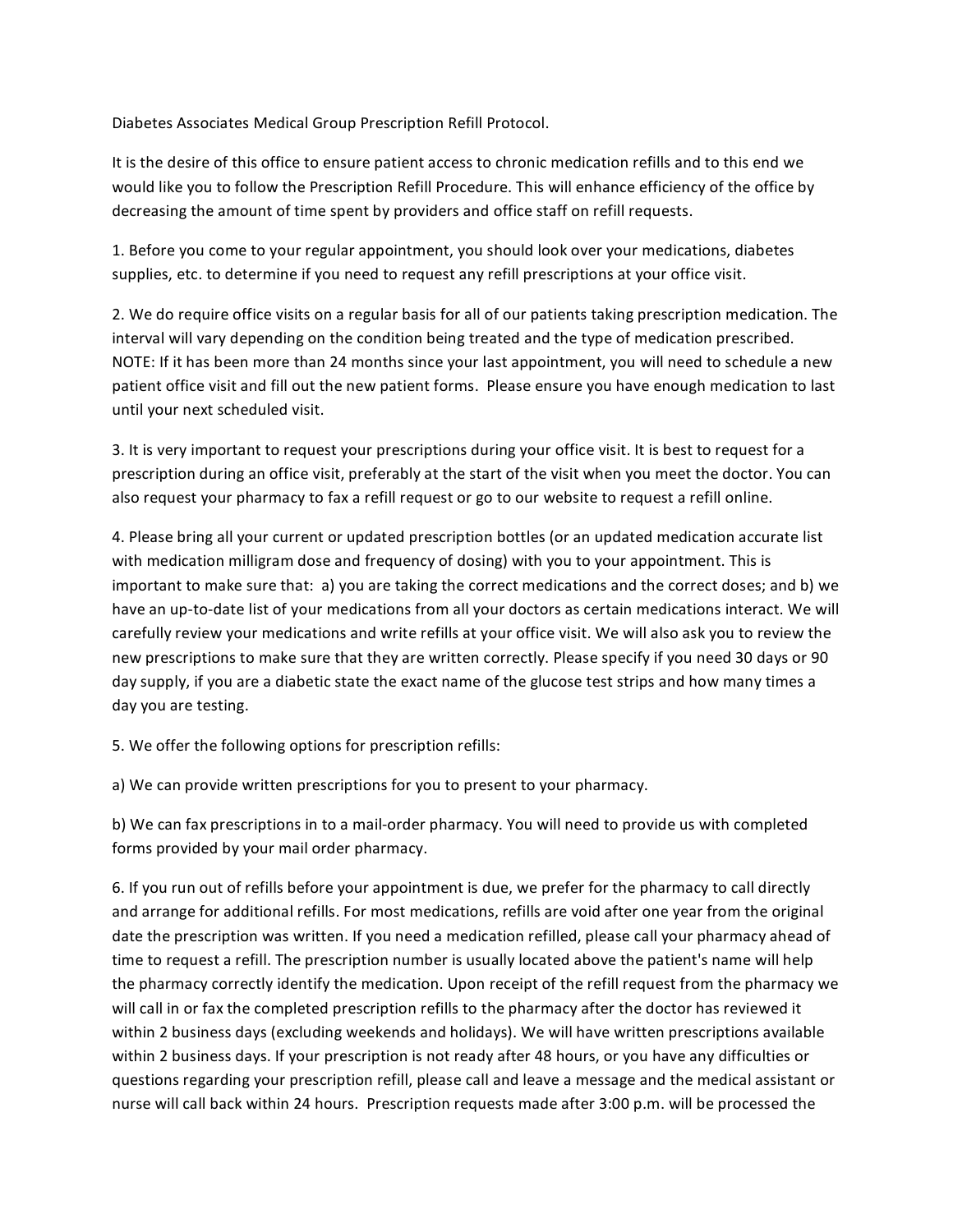Diabetes Associates Medical Group Prescription Refill Protocol.

It is the desire of this office to ensure patient access to chronic medication refills and to this end we would like you to follow the Prescription Refill Procedure. This will enhance efficiency of the office by decreasing the amount of time spent by providers and office staff on refill requests.

1. Before you come to your regular appointment, you should look over your medications, diabetes supplies, etc. to determine if you need to request any refill prescriptions at your office visit.

2. We do require office visits on a regular basis for all of our patients taking prescription medication. The interval will vary depending on the condition being treated and the type of medication prescribed. NOTE: If it has been more than 24 months since your last appointment, you will need to schedule a new patient office visit and fill out the new patient forms. Please ensure you have enough medication to last until your next scheduled visit.

3. It is very important to request your prescriptions during your office visit. It is best to request for a prescription during an office visit, preferably at the start of the visit when you meet the doctor. You can also request your pharmacy to fax a refill request or go to our website to request a refill online.

4. Please bring all your current or updated prescription bottles (or an updated medication accurate list with medication milligram dose and frequency of dosing) with you to your appointment. This is important to make sure that: a) you are taking the correct medications and the correct doses; and b) we have an up-to-date list of your medications from all your doctors as certain medications interact. We will carefully review your medications and write refills at your office visit. We will also ask you to review the new prescriptions to make sure that they are written correctly. Please specify if you need 30 days or 90 day supply, if you are a diabetic state the exact name of the glucose test strips and how many times a day you are testing.

5. We offer the following options for prescription refills:

a) We can provide written prescriptions for you to present to your pharmacy.

b) We can fax prescriptions in to a mail-order pharmacy. You will need to provide us with completed forms provided by your mail order pharmacy.

6. If you run out of refills before your appointment is due, we prefer for the pharmacy to call directly and arrange for additional refills. For most medications, refills are void after one year from the original date the prescription was written. If you need a medication refilled, please call your pharmacy ahead of time to request a refill. The prescription number is usually located above the patient's name will help the pharmacy correctly identify the medication. Upon receipt of the refill request from the pharmacy we will call in or fax the completed prescription refills to the pharmacy after the doctor has reviewed it within 2 business days (excluding weekends and holidays). We will have written prescriptions available within 2 business days. If your prescription is not ready after 48 hours, or you have any difficulties or questions regarding your prescription refill, please call and leave a message and the medical assistant or nurse will call back within 24 hours. Prescription requests made after 3:00 p.m. will be processed the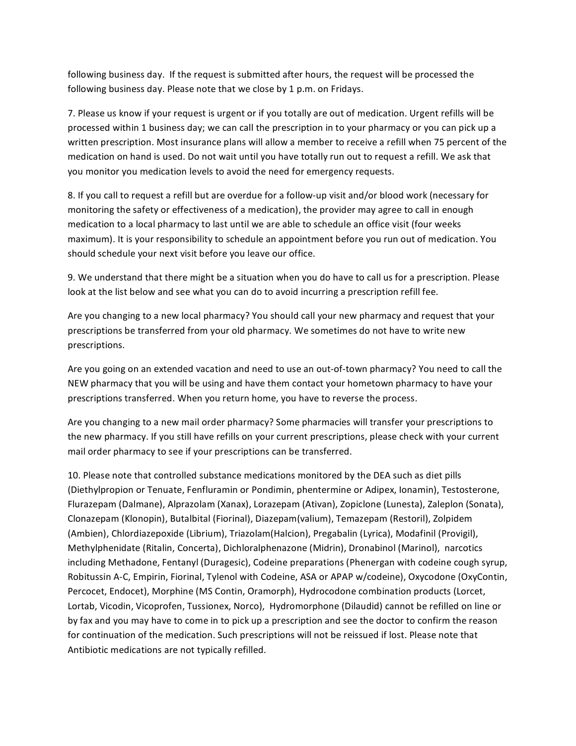following business day. If the request is submitted after hours, the request will be processed the following business day. Please note that we close by 1 p.m. on Fridays.

7. Please us know if your request is urgent or if you totally are out of medication. Urgent refills will be processed within 1 business day; we can call the prescription in to your pharmacy or you can pick up a written prescription. Most insurance plans will allow a member to receive a refill when 75 percent of the medication on hand is used. Do not wait until you have totally run out to request a refill. We ask that you monitor you medication levels to avoid the need for emergency requests.

8. If you call to request a refill but are overdue for a follow-up visit and/or blood work (necessary for monitoring the safety or effectiveness of a medication), the provider may agree to call in enough medication to a local pharmacy to last until we are able to schedule an office visit (four weeks maximum). It is your responsibility to schedule an appointment before you run out of medication. You should schedule your next visit before you leave our office.

9. We understand that there might be a situation when you do have to call us for a prescription. Please look at the list below and see what you can do to avoid incurring a prescription refill fee.

Are you changing to a new local pharmacy? You should call your new pharmacy and request that your prescriptions be transferred from your old pharmacy. We sometimes do not have to write new prescriptions.

Are you going on an extended vacation and need to use an out-of-town pharmacy? You need to call the NEW pharmacy that you will be using and have them contact your hometown pharmacy to have your prescriptions transferred. When you return home, you have to reverse the process.

Are you changing to a new mail order pharmacy? Some pharmacies will transfer your prescriptions to the new pharmacy. If you still have refills on your current prescriptions, please check with your current mail order pharmacy to see if your prescriptions can be transferred.

10. Please note that controlled substance medications monitored by the DEA such as diet pills (Diethylpropion or Tenuate, Fenfluramin or Pondimin, phentermine or Adipex, Ionamin), Testosterone, Flurazepam (Dalmane), Alprazolam (Xanax), Lorazepam (Ativan), Zopiclone (Lunesta), Zaleplon (Sonata), Clonazepam (Klonopin), Butalbital (Fiorinal), Diazepam(valium), Temazepam (Restoril), Zolpidem (Ambien), Chlordiazepoxide (Librium), Triazolam(Halcion), Pregabalin (Lyrica), Modafinil (Provigil), Methylphenidate (Ritalin, Concerta), Dichloralphenazone (Midrin), Dronabinol (Marinol), narcotics including Methadone, Fentanyl (Duragesic), Codeine preparations (Phenergan with codeine cough syrup, Robitussin A-C, Empirin, Fiorinal, Tylenol with Codeine, ASA or APAP w/codeine), Oxycodone (OxyContin, Percocet, Endocet), Morphine (MS Contin, Oramorph), Hydrocodone combination products (Lorcet, Lortab, Vicodin, Vicoprofen, Tussionex, Norco), Hydromorphone (Dilaudid) cannot be refilled on line or by fax and you may have to come in to pick up a prescription and see the doctor to confirm the reason for continuation of the medication. Such prescriptions will not be reissued if lost. Please note that Antibiotic medications are not typically refilled.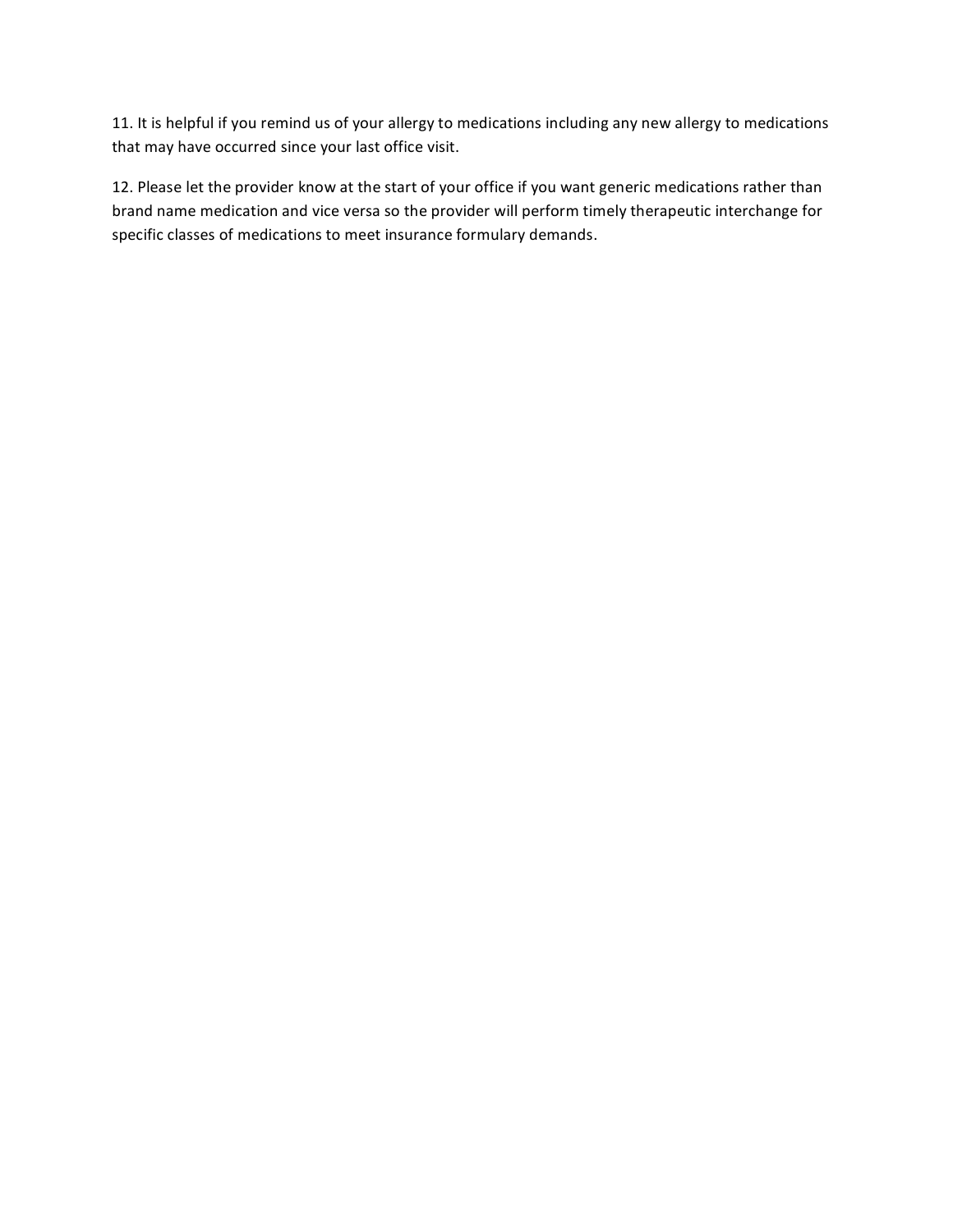11. It is helpful if you remind us of your allergy to medications including any new allergy to medications that may have occurred since your last office visit.

12. Please let the provider know at the start of your office if you want generic medications rather than brand name medication and vice versa so the provider will perform timely therapeutic interchange for specific classes of medications to meet insurance formulary demands.